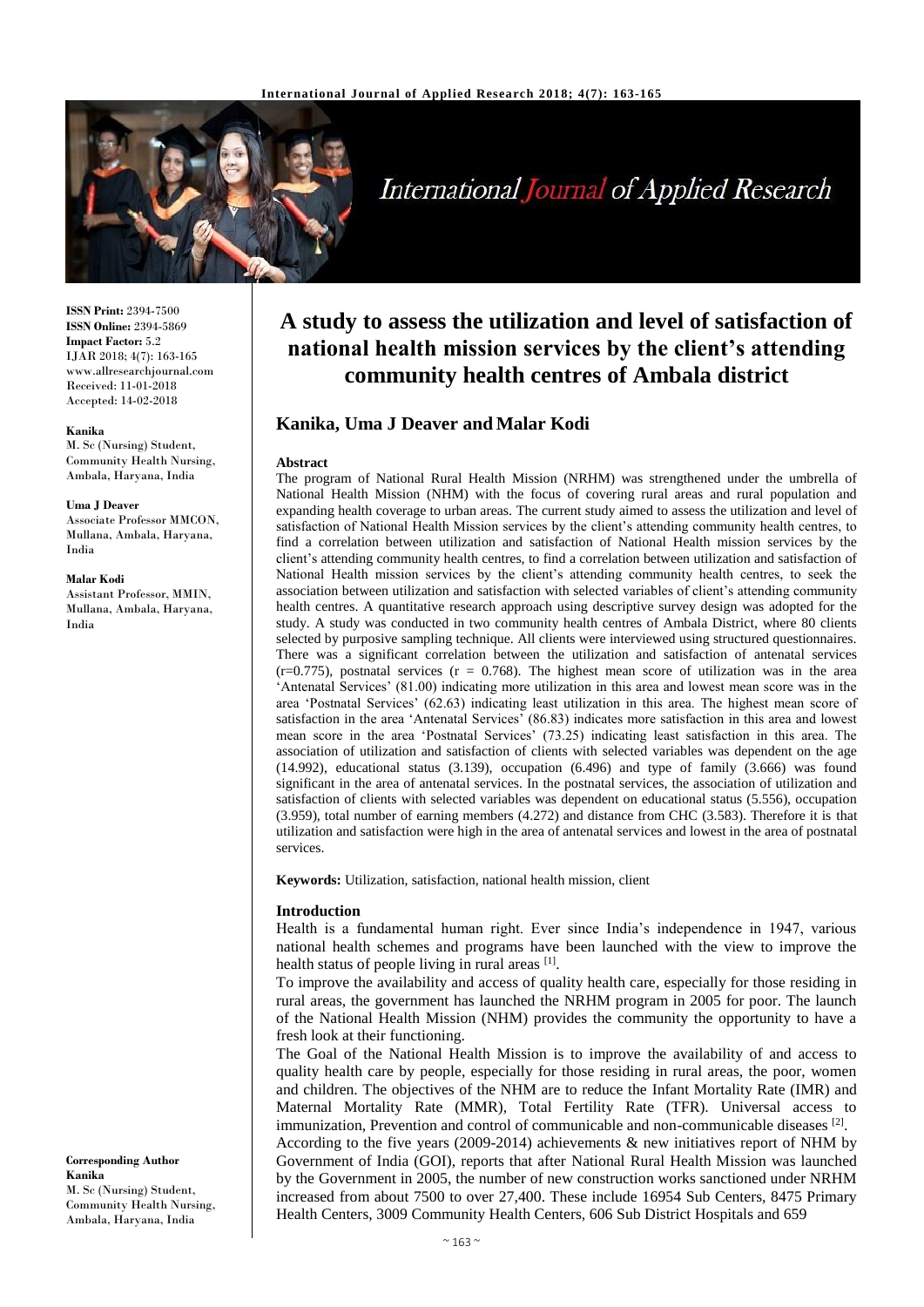**ISSN Print:** 2394-7500
**ISSN Online:** 2394-5869
**Impact Factor:** 5.2
IJAR 2018; 4(7): 163-165
www.allresearchjournal.com
Received: 11-01-2018
Accepted: 14-02-2018

**Kanika**
M. Sc (Nursing) Student, Community Health Nursing, Ambala, Haryana, India

**Uma J Deaver**
Associate Professor MMCON, Mullana, Ambala, Haryana, India

**Malar Kodi**
Assistant Professor, MMIN, Mullana, Ambala, Haryana, India

**Corresponding Author**
**Kanika**
M. Sc (Nursing) Student, Community Health Nursing, Ambala, Haryana, India

# A study to assess the utilization and level of satisfaction of national health mission services by the client's attending community health centres of Ambala district

## Kanika, Uma J Deaver and Malar Kodi

### Abstract

The program of National Rural Health Mission (NRHM) was strengthened under the umbrella of National Health Mission (NHM) with the focus of covering rural areas and rural population and expanding health coverage to urban areas. The current study aimed to assess the utilization and level of satisfaction of National Health Mission services by the client's attending community health centres, to find a correlation between utilization and satisfaction of National Health mission services by the client's attending community health centres, to find a correlation between utilization and satisfaction of National Health mission services by the client's attending community health centres, to seek the association between utilization and satisfaction with selected variables of client's attending community health centres. A quantitative research approach using descriptive survey design was adopted for the study. A study was conducted in two community health centres of Ambala District, where 80 clients selected by purposive sampling technique. All clients were interviewed using structured questionnaires. There was a significant correlation between the utilization and satisfaction of antenatal services ($r=0.775$), postnatal services ($r = 0.768$). The highest mean score of utilization was in the area 'Antenatal Services' (81.00) indicating more utilization in this area and lowest mean score was in the area 'Postnatal Services' (62.63) indicating least utilization in this area. The highest mean score of satisfaction in the area 'Antenatal Services' (86.83) indicates more satisfaction in this area and lowest mean score in the area 'Postnatal Services' (73.25) indicating least satisfaction in this area. The association of utilization and satisfaction of clients with selected variables was dependent on the age (14.992), educational status (3.139), occupation (6.496) and type of family (3.666) was found significant in the area of antenatal services. In the postnatal services, the association of utilization and satisfaction of clients with selected variables was dependent on educational status (5.556), occupation (3.959), total number of earning members (4.272) and distance from CHC (3.583). Therefore it is that utilization and satisfaction were high in the area of antenatal services and lowest in the area of postnatal services.

**Keywords:** Utilization, satisfaction, national health mission, client

### Introduction

Health is a fundamental human right. Ever since India's independence in 1947, various national health schemes and programs have been launched with the view to improve the health status of people living in rural areas [1].

To improve the availability and access of quality health care, especially for those residing in rural areas, the government has launched the NRHM program in 2005 for poor. The launch of the National Health Mission (NHM) provides the community the opportunity to have a fresh look at their functioning.

The Goal of the National Health Mission is to improve the availability of and access to quality health care by people, especially for those residing in rural areas, the poor, women and children. The objectives of the NHM are to reduce the Infant Mortality Rate (IMR) and Maternal Mortality Rate (MMR), Total Fertility Rate (TFR). Universal access to immunization, Prevention and control of communicable and non-communicable diseases [2].

According to the five years (2009-2014) achievements & new initiatives report of NHM by Government of India (GOI), reports that after National Rural Health Mission was launched by the Government in 2005, the number of new construction works sanctioned under NRHM increased from about 7500 to over 27,400. These include 16954 Sub Centers, 8475 Primary Health Centers, 3009 Community Health Centers, 606 Sub District Hospitals and 659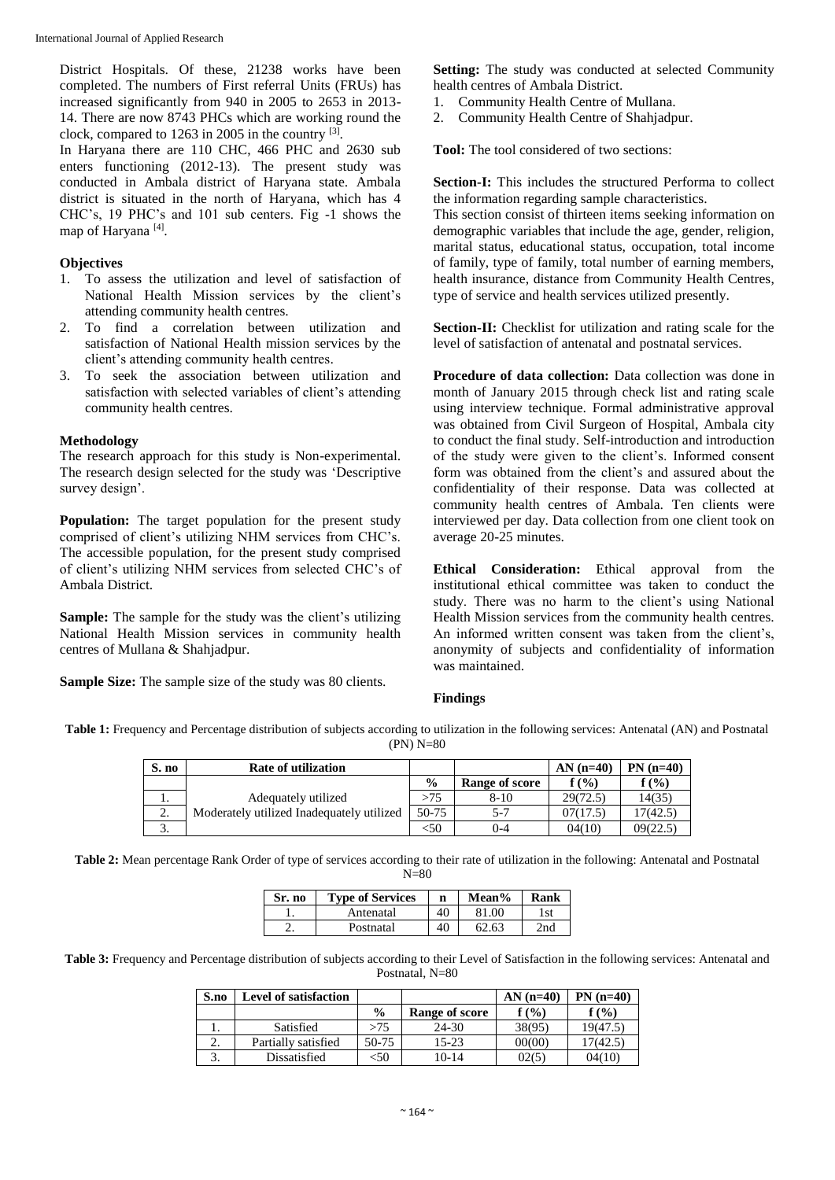District Hospitals. Of these, 21238 works have been completed. The numbers of First referral Units (FRUs) has increased significantly from 940 in 2005 to 2653 in 2013-14. There are now 8743 PHCs which are working round the clock, compared to 1263 in 2005 in the country [3].

In Haryana there are 110 CHC, 466 PHC and 2630 sub enters functioning (2012-13). The present study was conducted in Ambala district of Haryana state. Ambala district is situated in the north of Haryana, which has 4 CHC's, 19 PHC's and 101 sub centers. Fig -1 shows the map of Haryana [4].

## Objectives

1. To assess the utilization and level of satisfaction of National Health Mission services by the client's attending community health centres.
2. To find a correlation between utilization and satisfaction of National Health mission services by the client's attending community health centres.
3. To seek the association between utilization and satisfaction with selected variables of client's attending community health centres.

## Methodology

The research approach for this study is Non-experimental. The research design selected for the study was 'Descriptive survey design'.

**Population:** The target population for the present study comprised of client's utilizing NHM services from CHC's. The accessible population, for the present study comprised of client's utilizing NHM services from selected CHC's of Ambala District.

**Sample:** The sample for the study was the client's utilizing National Health Mission services in community health centres of Mullana & Shahjadpur.

**Sample Size:** The sample size of the study was 80 clients.

**Setting:** The study was conducted at selected Community health centres of Ambala District.

1. Community Health Centre of Mullana.
2. Community Health Centre of Shahjadpur.

**Tool:** The tool considered of two sections:

**Section-I:** This includes the structured Performa to collect the information regarding sample characteristics.

This section consist of thirteen items seeking information on demographic variables that include the age, gender, religion, marital status, educational status, occupation, total income of family, type of family, total number of earning members, health insurance, distance from Community Health Centres, type of service and health services utilized presently.

**Section-II:** Checklist for utilization and rating scale for the level of satisfaction of antenatal and postnatal services.

**Procedure of data collection:** Data collection was done in month of January 2015 through check list and rating scale using interview technique. Formal administrative approval was obtained from Civil Surgeon of Hospital, Ambala city to conduct the final study. Self-introduction and introduction of the study were given to the client's. Informed consent form was obtained from the client's and assured about the confidentiality of their response. Data was collected at community health centres of Ambala. Ten clients were interviewed per day. Data collection from one client took on average 20-25 minutes.

**Ethical Consideration:** Ethical approval from the institutional ethical committee was taken to conduct the study. There was no harm to the client's using National Health Mission services from the community health centres. An informed written consent was taken from the client's, anonymity of subjects and confidentiality of information was maintained.

## Findings

**Table 1:** Frequency and Percentage distribution of subjects according to utilization in the following services: Antenatal (AN) and Postnatal (PN) N=80

| S. no | Rate of utilization | | | AN (n=40) | PN (n=40) |
|---|---|---|---|---|---|
| | | % | Range of score | f (%) | f (%) |
| 1. | Adequately utilized | >75 | 8-10 | 29(72.5) | 14(35) |
| 2. | Moderately utilized | 50-75 | 5-7 | 07(17.5) | 17(42.5) |
| 3. | Inadequately utilized | <50 | 0-4 | 04(10) | 09(22.5) |

**Table 2:** Mean percentage Rank Order of type of services according to their rate of utilization in the following: Antenatal and Postnatal N=80

| Sr. no | Type of Services | n | Mean% | Rank |
|---|---|---|---|---|
| 1. | Antenatal | 40 | 81.00 | 1st |
| 2. | Postnatal | 40 | 62.63 | 2nd |

**Table 3:** Frequency and Percentage distribution of subjects according to their Level of Satisfaction in the following services: Antenatal and Postnatal, N=80

| S.no | Level of satisfaction | | | AN (n=40) | PN (n=40) |
|---|---|---|---|---|---|
| | | % | Range of score | f (%) | f (%) |
| 1. | Satisfied | >75 | 24-30 | 38(95) | 19(47.5) |
| 2. | Partially satisfied | 50-75 | 15-23 | 00(00) | 17(42.5) |
| 3. | Dissatisfied | <50 | 10-14 | 02(5) | 04(10) |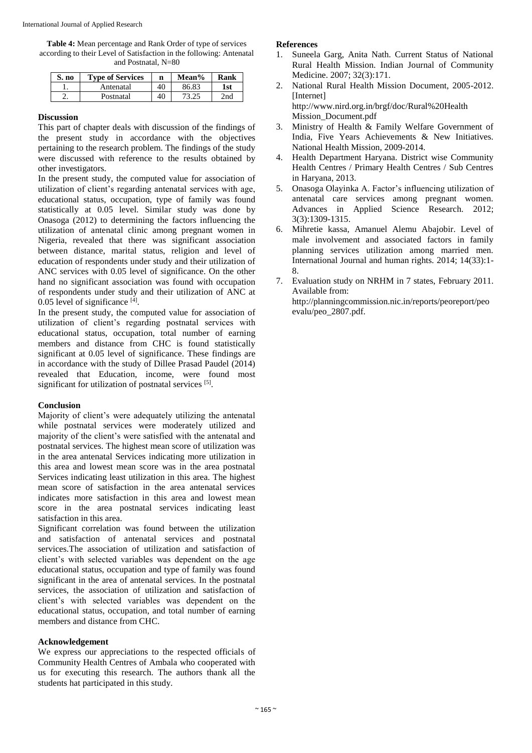**Table 4:** Mean percentage and Rank Order of type of services according to their Level of Satisfaction in the following: Antenatal and Postnatal, N=80

| S. no | Type of Services | n | Mean% | Rank |
|---|---|---|---|---|
| 1. | Antenatal | 40 | 86.83 | 1st |
| 2. | Postnatal | 40 | 73.25 | 2nd |

## Discussion

This part of chapter deals with discussion of the findings of the present study in accordance with the objectives pertaining to the research problem. The findings of the study were discussed with reference to the results obtained by other investigators.

In the present study, the computed value for association of utilization of client's regarding antenatal services with age, educational status, occupation, type of family was found statistically at 0.05 level. Similar study was done by Onasoga (2012) to determining the factors influencing the utilization of antenatal clinic among pregnant women in Nigeria, revealed that there was significant association between distance, marital status, religion and level of education of respondents under study and their utilization of ANC services with 0.05 level of significance. On the other hand no significant association was found with occupation of respondents under study and their utilization of ANC at 0.05 level of significance [4].

In the present study, the computed value for association of utilization of client's regarding postnatal services with educational status, occupation, total number of earning members and distance from CHC is found statistically significant at 0.05 level of significance. These findings are in accordance with the study of Dillee Prasad Paudel (2014) revealed that Education, income, were found most significant for utilization of postnatal services [5].

## Conclusion

Majority of client's were adequately utilizing the antenatal while postnatal services were moderately utilized and majority of the client's were satisfied with the antenatal and postnatal services. The highest mean score of utilization was in the area antenatal Services indicating more utilization in this area and lowest mean score was in the area postnatal Services indicating least utilization in this area. The highest mean score of satisfaction in the area antenatal services indicates more satisfaction in this area and lowest mean score in the area postnatal services indicating least satisfaction in this area.

Significant correlation was found between the utilization and satisfaction of antenatal services and postnatal services.The association of utilization and satisfaction of client's with selected variables was dependent on the age educational status, occupation and type of family was found significant in the area of antenatal services. In the postnatal services, the association of utilization and satisfaction of client's with selected variables was dependent on the educational status, occupation, and total number of earning members and distance from CHC.

## Acknowledgement

We express our appreciations to the respected officials of Community Health Centres of Ambala who cooperated with us for executing this research. The authors thank all the students hat participated in this study.

## References

1. Suneela Garg, Anita Nath. Current Status of National Rural Health Mission. Indian Journal of Community Medicine. 2007; 32(3):171.
2. National Rural Health Mission Document, 2005-2012. [Internet] http://www.nird.org.in/brgf/doc/Rural%20Health Mission_Document.pdf
3. Ministry of Health & Family Welfare Government of India, Five Years Achievements & New Initiatives. National Health Mission, 2009-2014.
4. Health Department Haryana. District wise Community Health Centres / Primary Health Centres / Sub Centres in Haryana, 2013.
5. Onasoga Olayinka A. Factor's influencing utilization of antenatal care services among pregnant women. Advances in Applied Science Research. 2012; 3(3):1309-1315.
6. Mihretie kassa, Amanuel Alemu Abajobir. Level of male involvement and associated factors in family planning services utilization among married men. International Journal and human rights. 2014; 14(33):1-8.
7. Evaluation study on NRHM in 7 states, February 2011. Available from: http://planningcommission.nic.in/reports/peoreport/peoevalu/peo_2807.pdf.